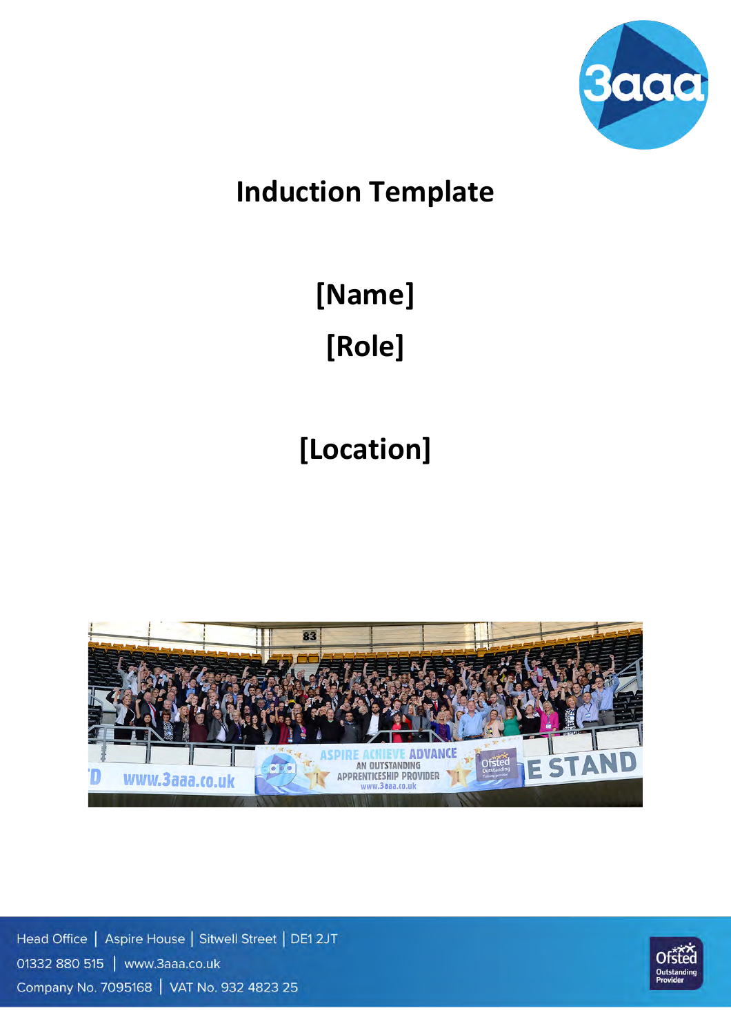# Induction Template

## [Name]

## [Role]

## [Location]

Head Office | Aspire House | Sitwell Street | DE1 2JT

01332 880 515 | www.3aaa.co.uk

Company No. 7095168 | VAT No. 932 4823 25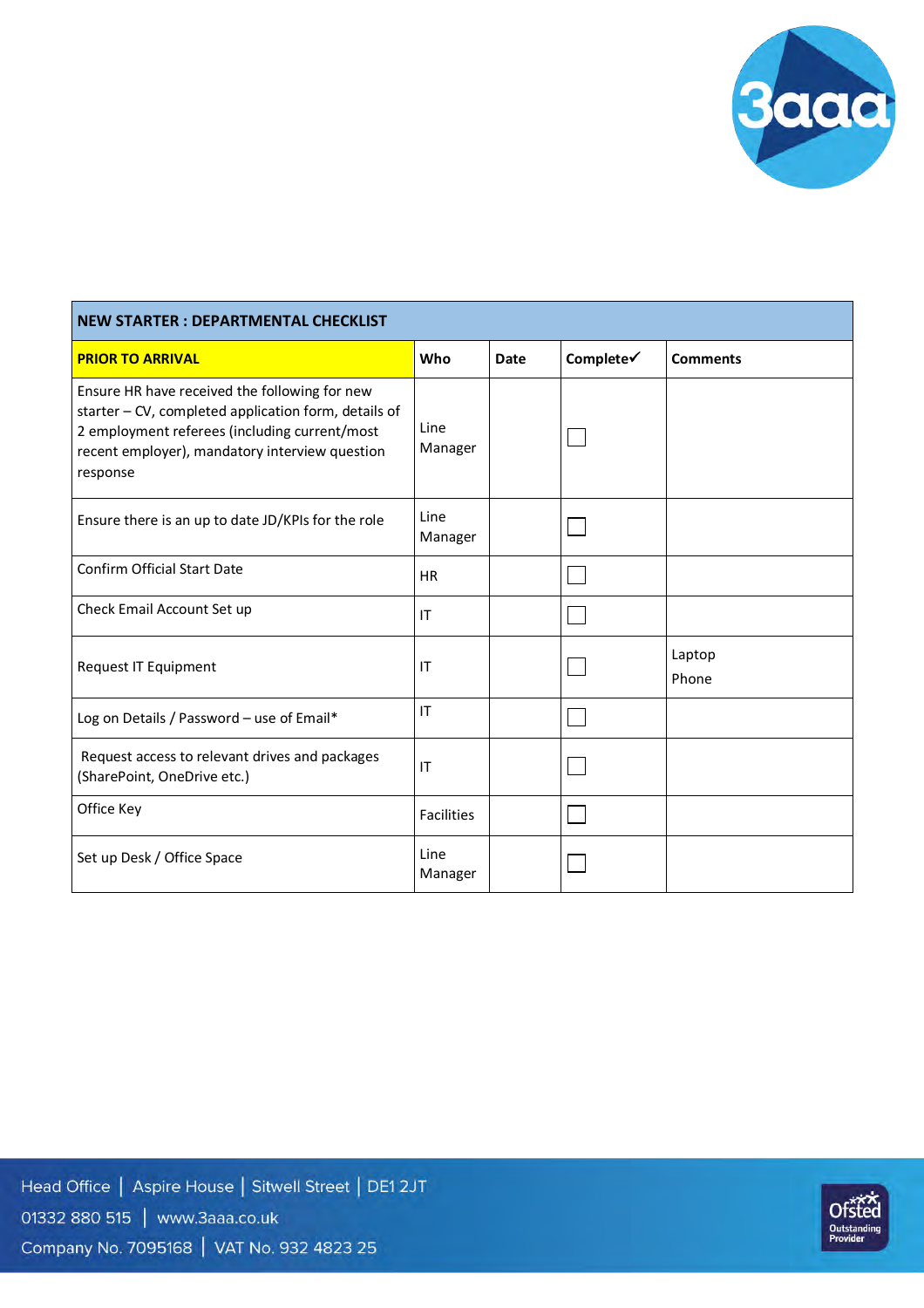| NEW STARTER : DEPARTMENTAL CHECKLIST | | | | |
|---|---|---|---|---|
| **PRIOR TO ARRIVAL** | **Who** | **Date** | **Complete✓** | **Comments** |
| Ensure HR have received the following for new starter – CV, completed application form, details of 2 employment referees (including current/most recent employer), mandatory interview question response | Line Manager | | ☐ | |
| Ensure there is an up to date JD/KPIs for the role | Line Manager | | ☐ | |
| Confirm Official Start Date | HR | | ☐ | |
| Check Email Account Set up | IT | | ☐ | |
| Request IT Equipment | IT | | ☐ | Laptop<br>Phone |
| Log on Details / Password – use of Email* | IT | | ☐ | |
| Request access to relevant drives and packages (SharePoint, OneDrive etc.) | IT | | ☐ | |
| Office Key | Facilities | | ☐ | |
| Set up Desk / Office Space | Line Manager | | ☐ | |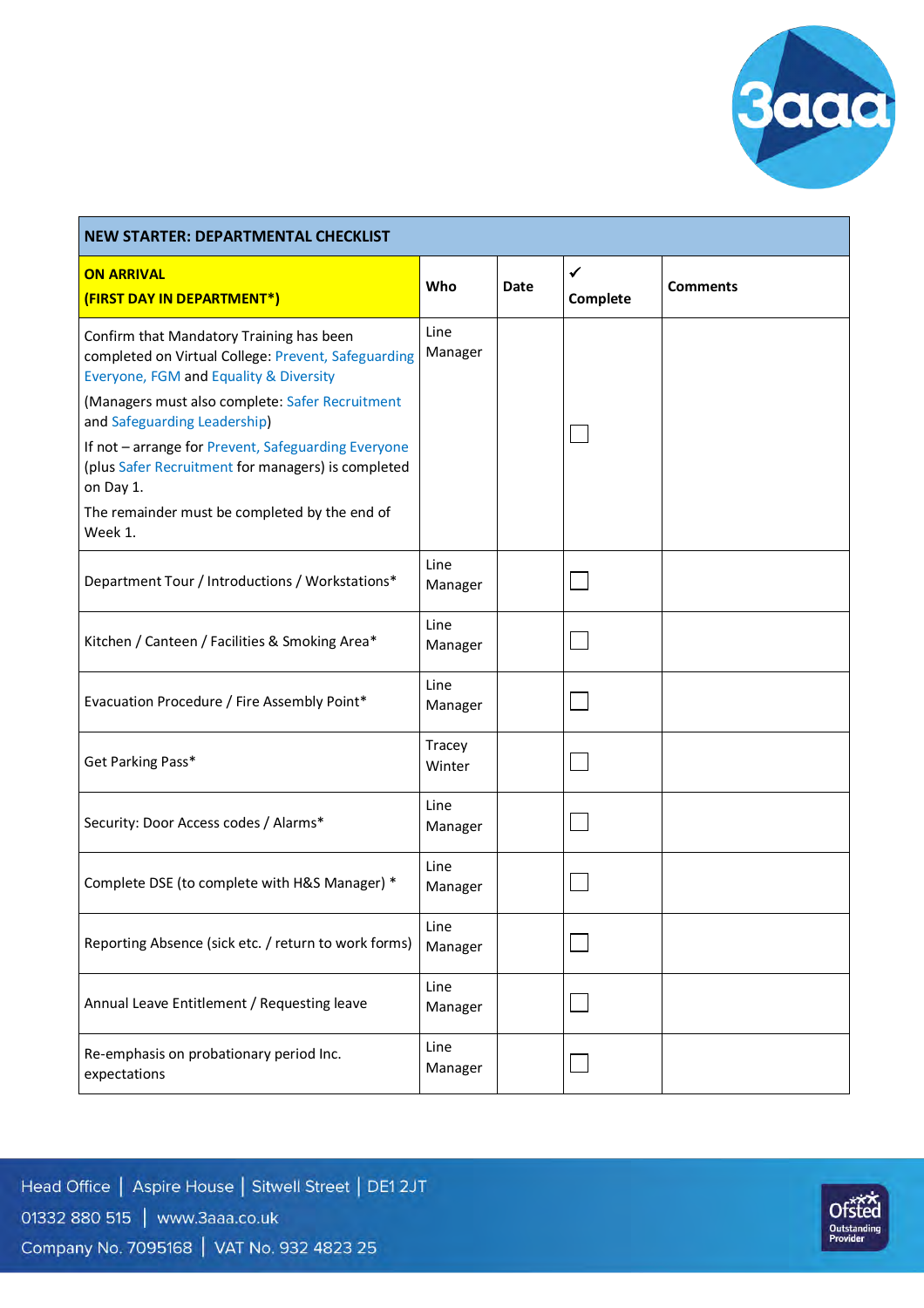| NEW STARTER: DEPARTMENTAL CHECKLIST | | | | |
|---|---|---|---|---|
| **ON ARRIVAL (FIRST DAY IN DEPARTMENT*)** | **Who** | **Date** | **✓ Complete** | **Comments** |
| Confirm that Mandatory Training has been completed on Virtual College: Prevent, Safeguarding Everyone, FGM and Equality & Diversity<br>(Managers must also complete: Safer Recruitment and Safeguarding Leadership)<br>If not – arrange for Prevent, Safeguarding Everyone (plus Safer Recruitment for managers) is completed on Day 1.<br>The remainder must be completed by the end of Week 1. | Line Manager | | ☐ | |
| Department Tour / Introductions / Workstations* | Line Manager | | ☐ | |
| Kitchen / Canteen / Facilities & Smoking Area* | Line Manager | | ☐ | |
| Evacuation Procedure / Fire Assembly Point* | Line Manager | | ☐ | |
| Get Parking Pass* | Tracey Winter | | ☐ | |
| Security: Door Access codes / Alarms* | Line Manager | | ☐ | |
| Complete DSE (to complete with H&S Manager) * | Line Manager | | ☐ | |
| Reporting Absence (sick etc. / return to work forms) | Line Manager | | ☐ | |
| Annual Leave Entitlement / Requesting leave | Line Manager | | ☐ | |
| Re-emphasis on probationary period Inc. expectations | Line Manager | | ☐ | |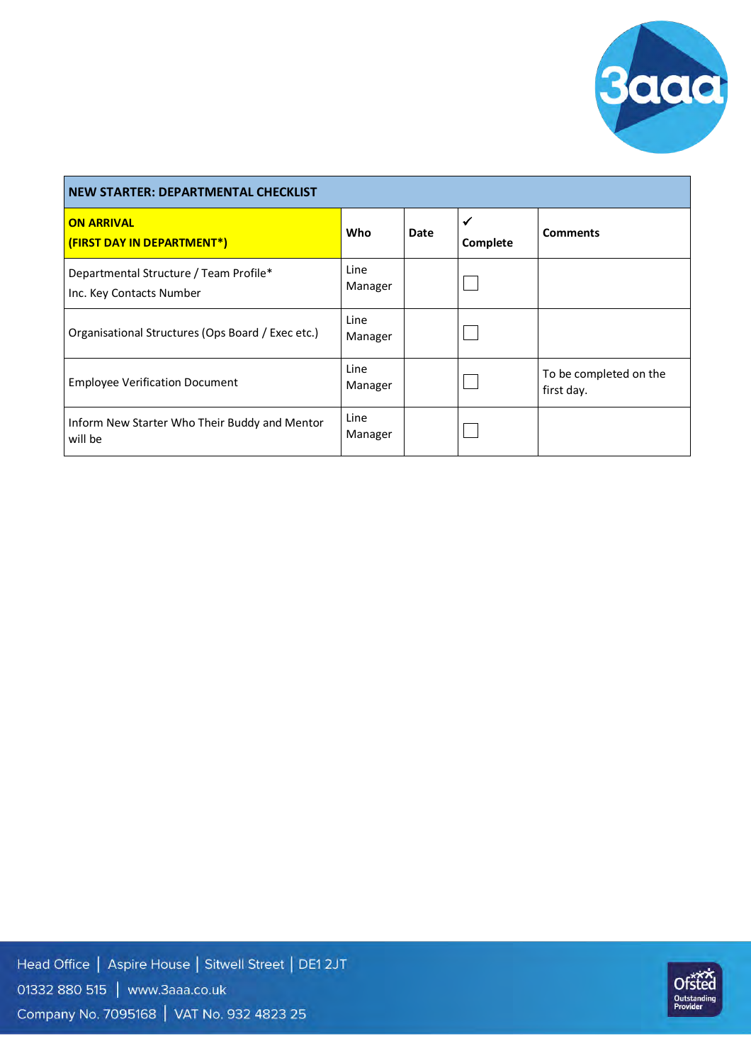| NEW STARTER: DEPARTMENTAL CHECKLIST | | | | |
|---|---|---|---|---|
| **ON ARRIVAL (FIRST DAY IN DEPARTMENT*)** | **Who** | **Date** | **✓ Complete** | **Comments** |
| Departmental Structure / Team Profile* Inc. Key Contacts Number | Line Manager | | ☐ | |
| Organisational Structures (Ops Board / Exec etc.) | Line Manager | | ☐ | |
| Employee Verification Document | Line Manager | | ☐ | To be completed on the first day. |
| Inform New Starter Who Their Buddy and Mentor will be | Line Manager | | ☐ | |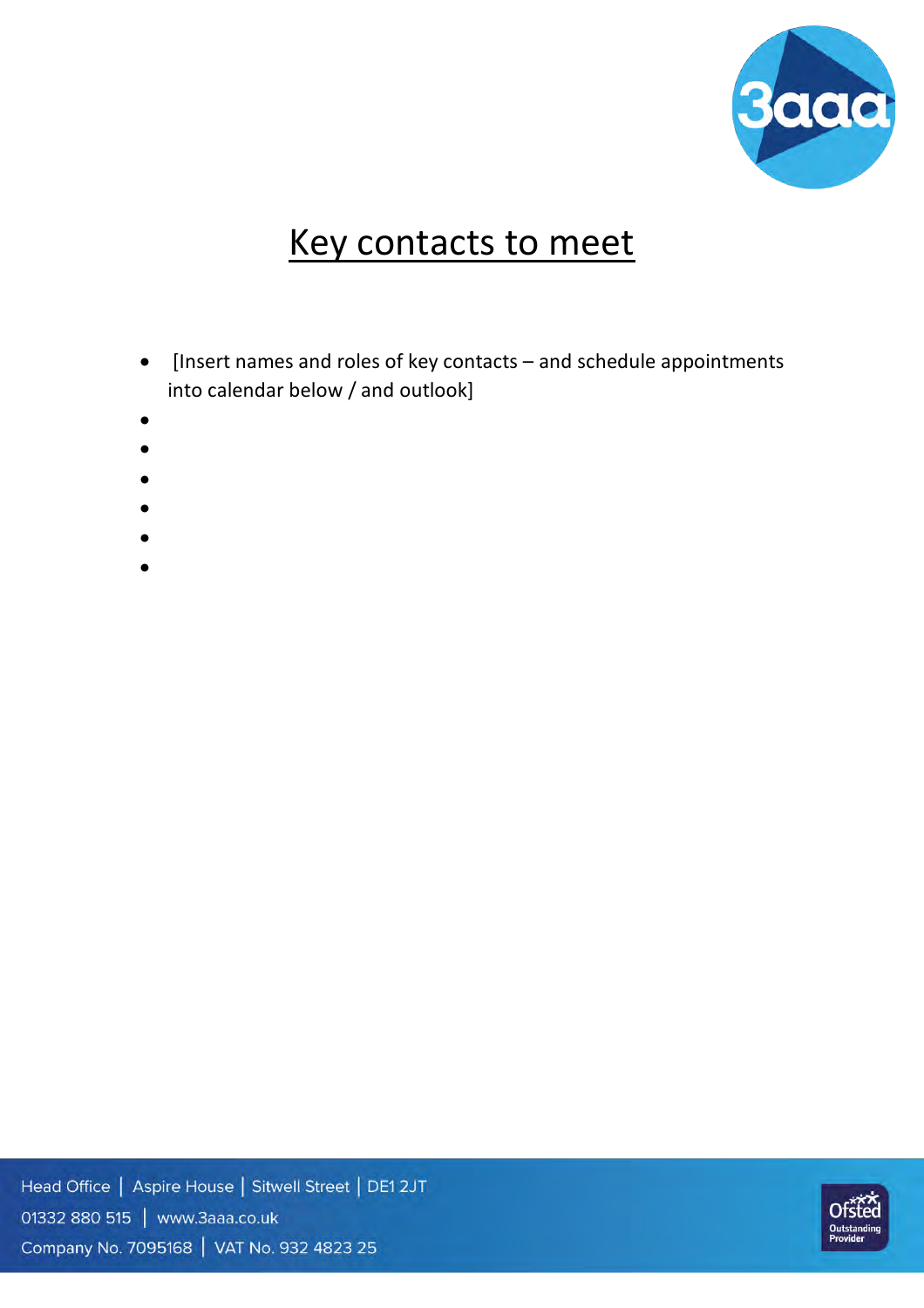# Key contacts to meet

- [Insert names and roles of key contacts – and schedule appointments into calendar below / and outlook]
-
-
-
-
-
-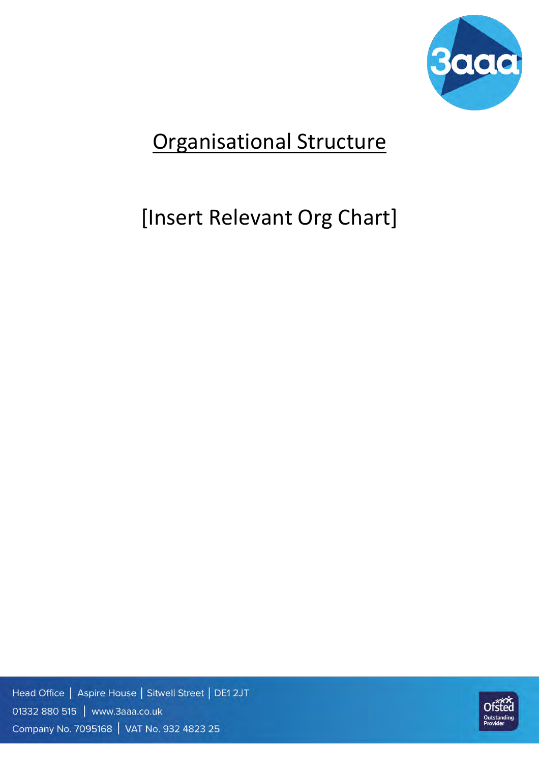# Organisational Structure

[Insert Relevant Org Chart]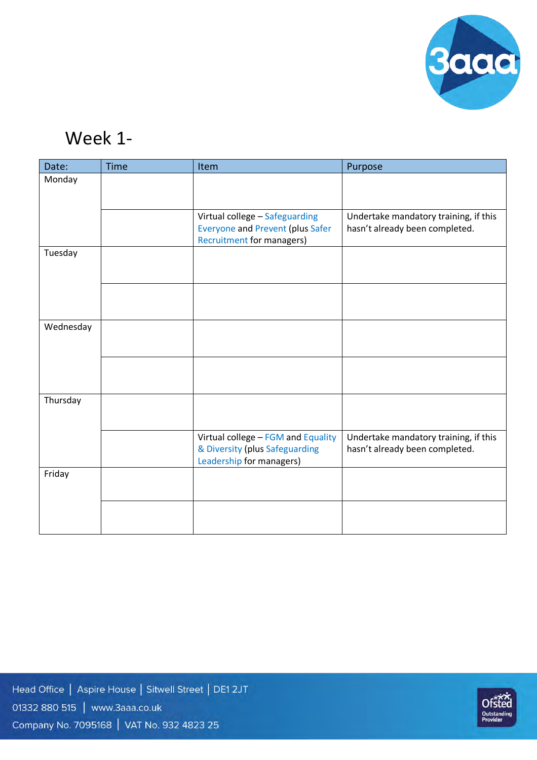# Week 1-

| Date: | Time | Item | Purpose |
|---|---|---|---|
| Monday | | | |
| | | Virtual college – Safeguarding Everyone and Prevent (plus Safer Recruitment for managers) | Undertake mandatory training, if this hasn't already been completed. |
| Tuesday | | | |
| | | | |
| Wednesday | | | |
| | | | |
| Thursday | | | |
| | | Virtual college – FGM and Equality & Diversity (plus Safeguarding Leadership for managers) | Undertake mandatory training, if this hasn't already been completed. |
| Friday | | | |
| | | | |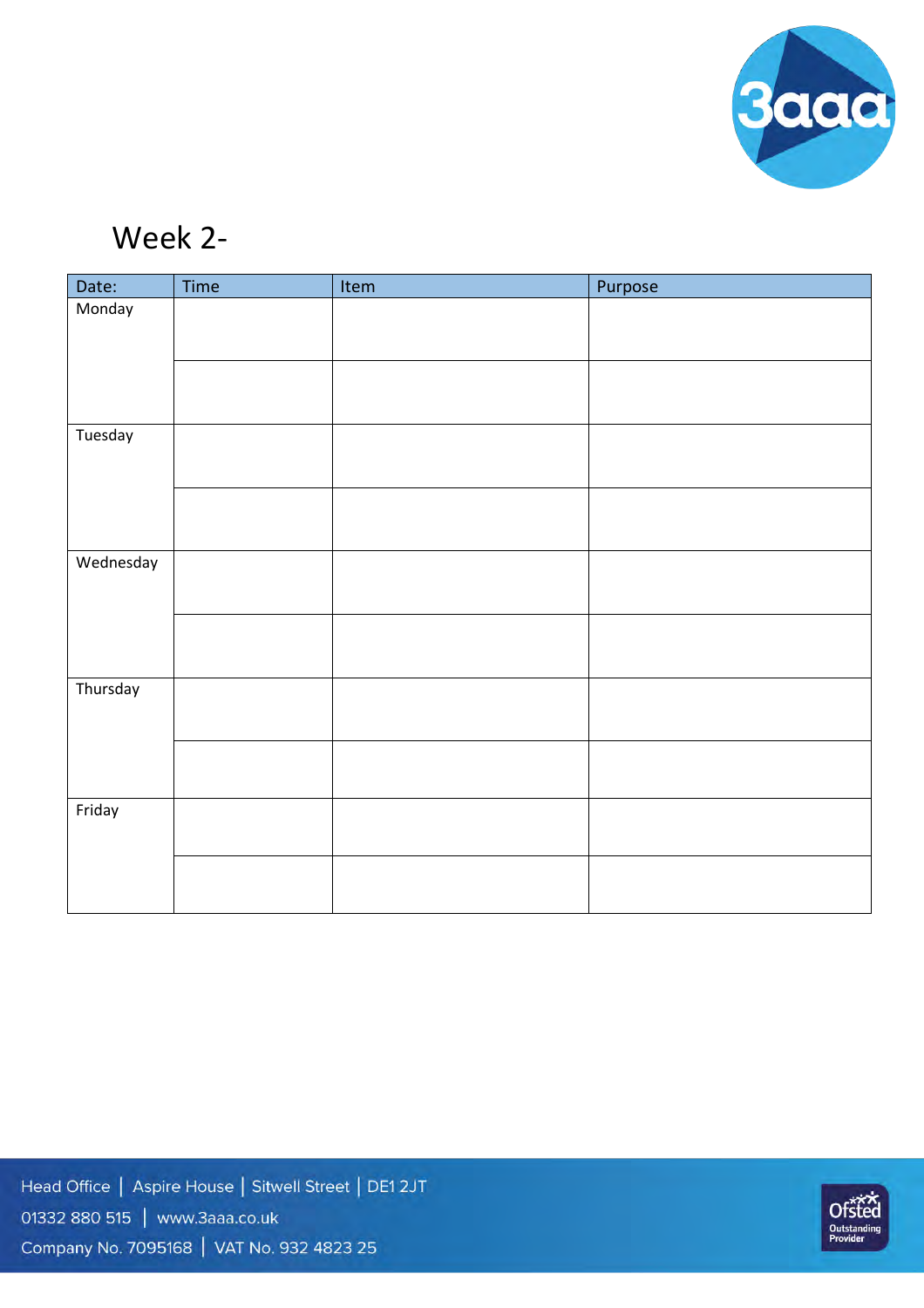# Week 2-

| Date: | Time | Item | Purpose |
|---|---|---|---|
| Monday | | | |
| | | | |
| Tuesday | | | |
| | | | |
| Wednesday | | | |
| | | | |
| Thursday | | | |
| | | | |
| Friday | | | |
| | | | |

Head Office | Aspire House | Sitwell Street | DE1 2JT
01332 880 515 | www.3aaa.co.uk
Company No. 7095168 | VAT No. 932 4823 25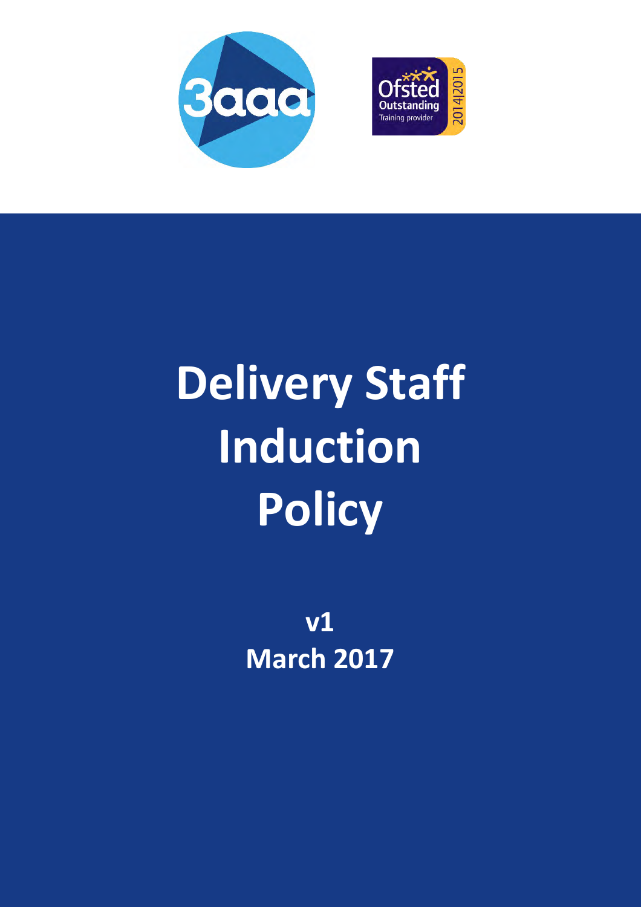# Delivery Staff Induction Policy

**v1**
**March 2017**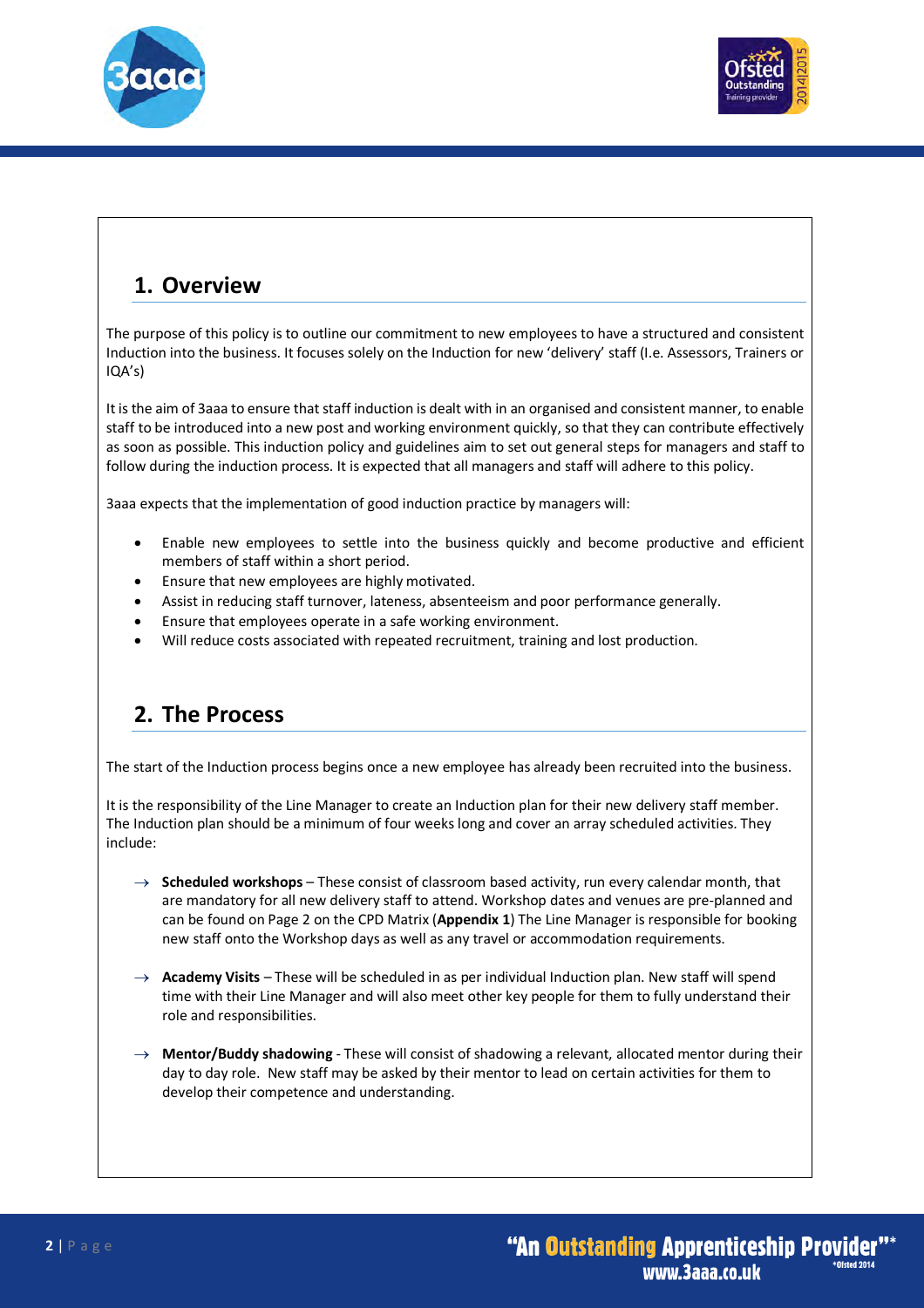## 1. Overview

The purpose of this policy is to outline our commitment to new employees to have a structured and consistent Induction into the business. It focuses solely on the Induction for new 'delivery' staff (I.e. Assessors, Trainers or IQA's)

It is the aim of 3aaa to ensure that staff induction is dealt with in an organised and consistent manner, to enable staff to be introduced into a new post and working environment quickly, so that they can contribute effectively as soon as possible. This induction policy and guidelines aim to set out general steps for managers and staff to follow during the induction process. It is expected that all managers and staff will adhere to this policy.

3aaa expects that the implementation of good induction practice by managers will:

- Enable new employees to settle into the business quickly and become productive and efficient members of staff within a short period.
- Ensure that new employees are highly motivated.
- Assist in reducing staff turnover, lateness, absenteeism and poor performance generally.
- Ensure that employees operate in a safe working environment.
- Will reduce costs associated with repeated recruitment, training and lost production.

## 2. The Process

The start of the Induction process begins once a new employee has already been recruited into the business.

It is the responsibility of the Line Manager to create an Induction plan for their new delivery staff member. The Induction plan should be a minimum of four weeks long and cover an array scheduled activities. They include:

→ **Scheduled workshops** – These consist of classroom based activity, run every calendar month, that are mandatory for all new delivery staff to attend. Workshop dates and venues are pre-planned and can be found on Page 2 on the CPD Matrix (**Appendix 1**) The Line Manager is responsible for booking new staff onto the Workshop days as well as any travel or accommodation requirements.

→ **Academy Visits** – These will be scheduled in as per individual Induction plan. New staff will spend time with their Line Manager and will also meet other key people for them to fully understand their role and responsibilities.

→ **Mentor/Buddy shadowing** - These will consist of shadowing a relevant, allocated mentor during their day to day role. New staff may be asked by their mentor to lead on certain activities for them to develop their competence and understanding.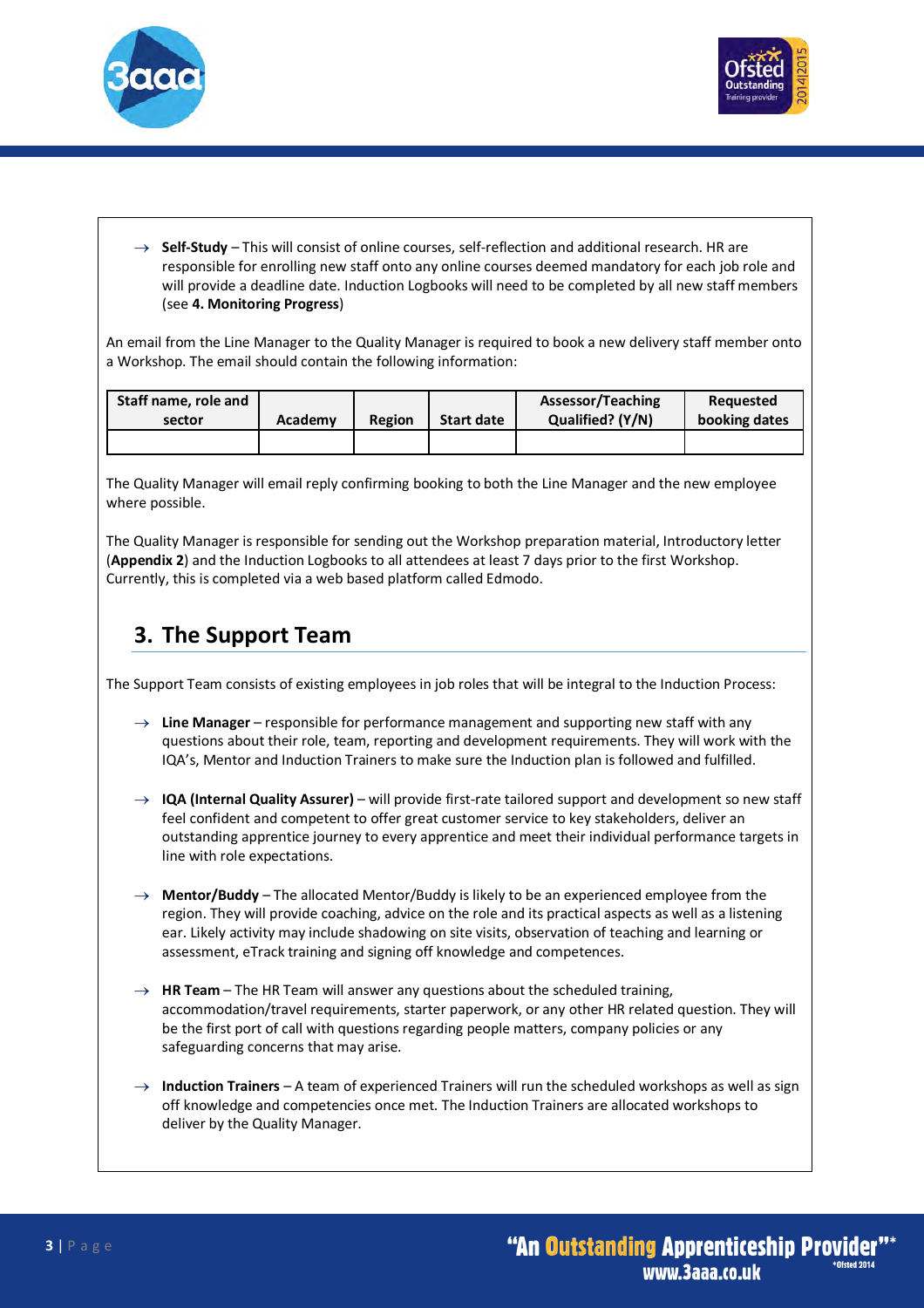- **Self-Study** – This will consist of online courses, self-reflection and additional research. HR are responsible for enrolling new staff onto any online courses deemed mandatory for each job role and will provide a deadline date. Induction Logbooks will need to be completed by all new staff members (see **4. Monitoring Progress**)

An email from the Line Manager to the Quality Manager is required to book a new delivery staff member onto a Workshop. The email should contain the following information:

| Staff name, role and sector | Academy | Region | Start date | Assessor/Teaching Qualified? (Y/N) | Requested booking dates |
|---|---|---|---|---|---|
| | | | | | |

The Quality Manager will email reply confirming booking to both the Line Manager and the new employee where possible.

The Quality Manager is responsible for sending out the Workshop preparation material, Introductory letter (**Appendix 2**) and the Induction Logbooks to all attendees at least 7 days prior to the first Workshop. Currently, this is completed via a web based platform called Edmodo.

## 3. The Support Team

The Support Team consists of existing employees in job roles that will be integral to the Induction Process:

- **Line Manager** – responsible for performance management and supporting new staff with any questions about their role, team, reporting and development requirements. They will work with the IQA's, Mentor and Induction Trainers to make sure the Induction plan is followed and fulfilled.

- **IQA (Internal Quality Assurer)** – will provide first-rate tailored support and development so new staff feel confident and competent to offer great customer service to key stakeholders, deliver an outstanding apprentice journey to every apprentice and meet their individual performance targets in line with role expectations.

- **Mentor/Buddy** – The allocated Mentor/Buddy is likely to be an experienced employee from the region. They will provide coaching, advice on the role and its practical aspects as well as a listening ear. Likely activity may include shadowing on site visits, observation of teaching and learning or assessment, eTrack training and signing off knowledge and competences.

- **HR Team** – The HR Team will answer any questions about the scheduled training, accommodation/travel requirements, starter paperwork, or any other HR related question. They will be the first port of call with questions regarding people matters, company policies or any safeguarding concerns that may arise.

- **Induction Trainers** – A team of experienced Trainers will run the scheduled workshops as well as sign off knowledge and competencies once met. The Induction Trainers are allocated workshops to deliver by the Quality Manager.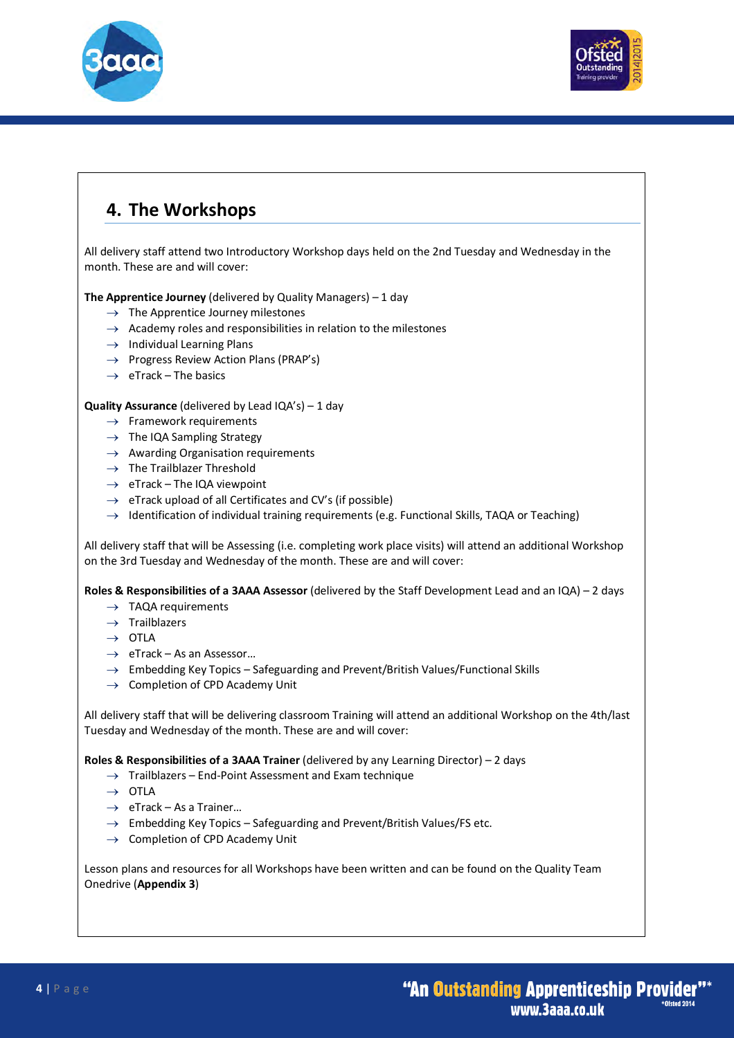## 4. The Workshops

All delivery staff attend two Introductory Workshop days held on the 2nd Tuesday and Wednesday in the month. These are and will cover:

**The Apprentice Journey** (delivered by Quality Managers) – 1 day

- → The Apprentice Journey milestones
- → Academy roles and responsibilities in relation to the milestones
- → Individual Learning Plans
- → Progress Review Action Plans (PRAP's)
- → eTrack – The basics

**Quality Assurance** (delivered by Lead IQA's) – 1 day

- → Framework requirements
- → The IQA Sampling Strategy
- → Awarding Organisation requirements
- → The Trailblazer Threshold
- → eTrack – The IQA viewpoint
- → eTrack upload of all Certificates and CV's (if possible)
- → Identification of individual training requirements (e.g. Functional Skills, TAQA or Teaching)

All delivery staff that will be Assessing (i.e. completing work place visits) will attend an additional Workshop on the 3rd Tuesday and Wednesday of the month. These are and will cover:

**Roles & Responsibilities of a 3AAA Assessor** (delivered by the Staff Development Lead and an IQA) – 2 days

- → TAQA requirements
- → Trailblazers
- → OTLA
- → eTrack – As an Assessor…
- → Embedding Key Topics – Safeguarding and Prevent/British Values/Functional Skills
- → Completion of CPD Academy Unit

All delivery staff that will be delivering classroom Training will attend an additional Workshop on the 4th/last Tuesday and Wednesday of the month. These are and will cover:

**Roles & Responsibilities of a 3AAA Trainer** (delivered by any Learning Director) – 2 days

- → Trailblazers – End-Point Assessment and Exam technique
- → OTLA
- → eTrack – As a Trainer…
- → Embedding Key Topics – Safeguarding and Prevent/British Values/FS etc.
- → Completion of CPD Academy Unit

Lesson plans and resources for all Workshops have been written and can be found on the Quality Team Onedrive (**Appendix 3**)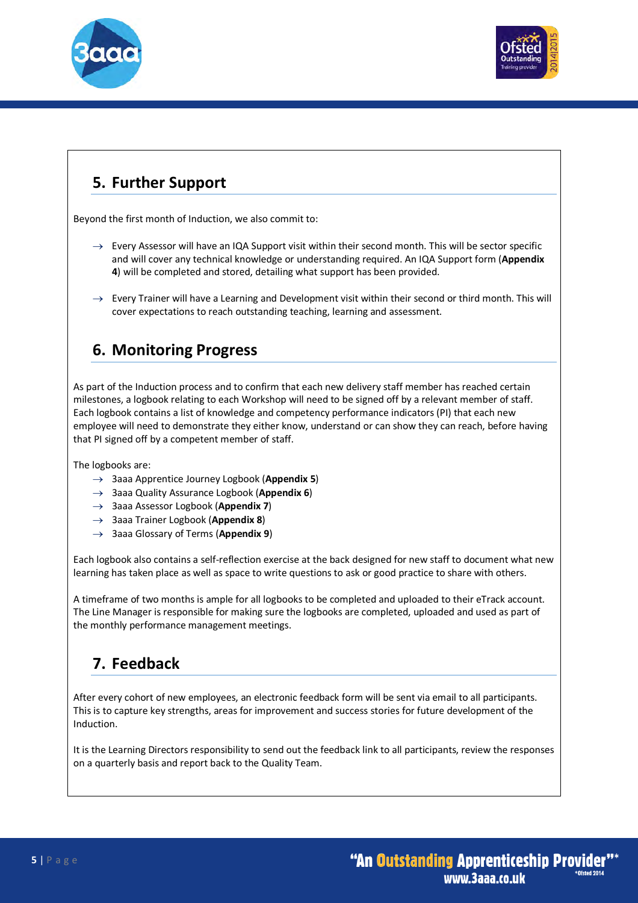## 5. Further Support

Beyond the first month of Induction, we also commit to:

- Every Assessor will have an IQA Support visit within their second month. This will be sector specific and will cover any technical knowledge or understanding required. An IQA Support form (**Appendix 4**) will be completed and stored, detailing what support has been provided.
- Every Trainer will have a Learning and Development visit within their second or third month. This will cover expectations to reach outstanding teaching, learning and assessment.

## 6. Monitoring Progress

As part of the Induction process and to confirm that each new delivery staff member has reached certain milestones, a logbook relating to each Workshop will need to be signed off by a relevant member of staff. Each logbook contains a list of knowledge and competency performance indicators (PI) that each new employee will need to demonstrate they either know, understand or can show they can reach, before having that PI signed off by a competent member of staff.

The logbooks are:

- 3aaa Apprentice Journey Logbook (**Appendix 5**)
- 3aaa Quality Assurance Logbook (**Appendix 6**)
- 3aaa Assessor Logbook (**Appendix 7**)
- 3aaa Trainer Logbook (**Appendix 8**)
- 3aaa Glossary of Terms (**Appendix 9**)

Each logbook also contains a self-reflection exercise at the back designed for new staff to document what new learning has taken place as well as space to write questions to ask or good practice to share with others.

A timeframe of two months is ample for all logbooks to be completed and uploaded to their eTrack account. The Line Manager is responsible for making sure the logbooks are completed, uploaded and used as part of the monthly performance management meetings.

## 7. Feedback

After every cohort of new employees, an electronic feedback form will be sent via email to all participants. This is to capture key strengths, areas for improvement and success stories for future development of the Induction.

It is the Learning Directors responsibility to send out the feedback link to all participants, review the responses on a quarterly basis and report back to the Quality Team.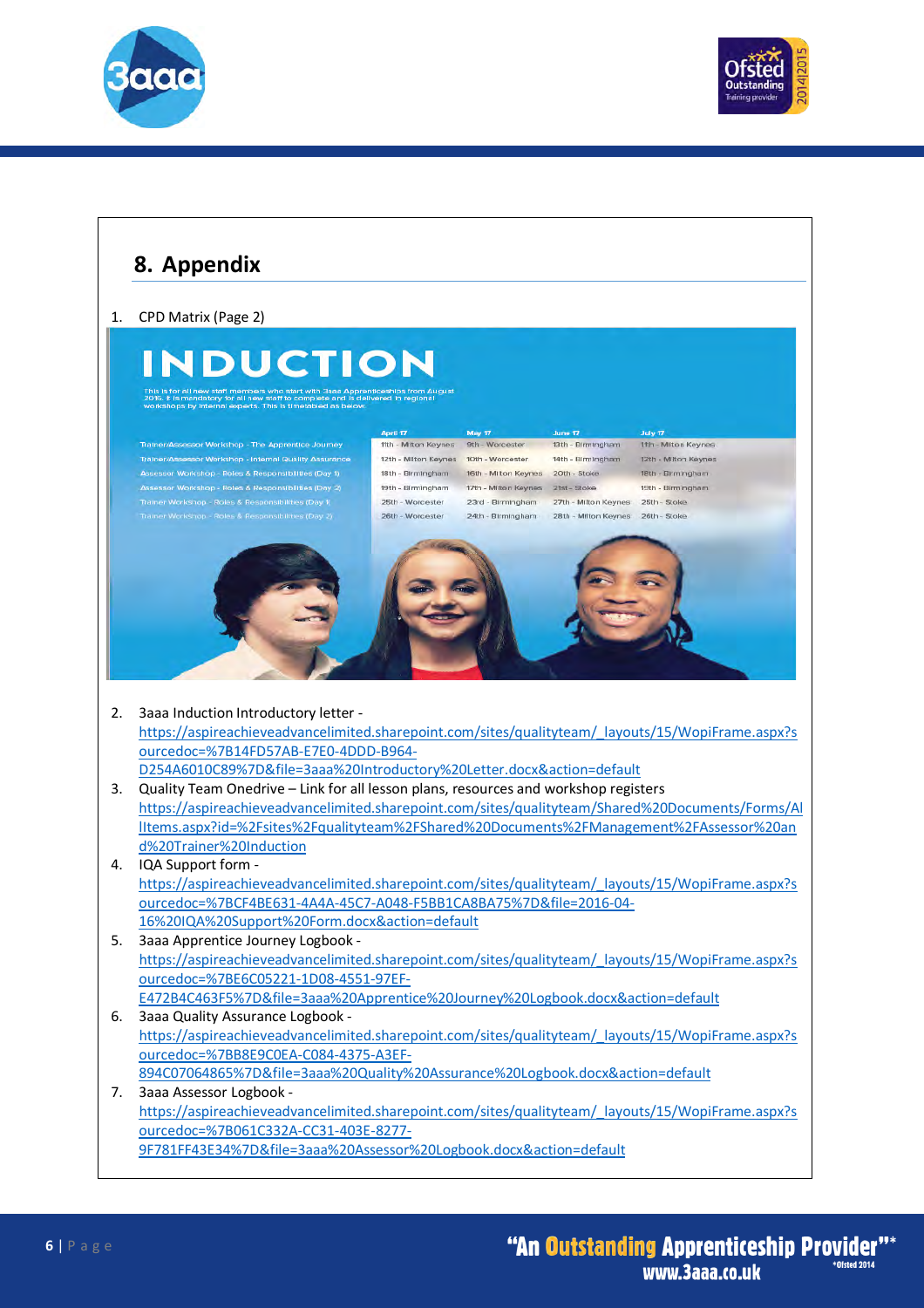## 8. Appendix

1. CPD Matrix (Page 2)

# INDUCTION

This is for all new staff members who start with 3aaa Apprenticeships from August 2016. It is mandatory for all new staff to complete and is delivered in regional workshops by internal experts. This is timetabled as below.

| | April 17 | May 17 | June 17 | July 17 |
|---|---|---|---|---|
| Trainer/Assessor Workshop - The Apprentice Journey | 11th - Milton Keynes | 9th - Worcester | 13th - Birmingham | 11th - Milton Keynes |
| Trainer/Assessor Workshop - Internal Quality Assurance | 12th - Milton Keynes | 10th - Worcester | 14th - Birmingham | 12th - Milton Keynes |
| Assessor Workshop - Roles & Responsibilities (Day 1) | 18th - Birmingham | 16th - Milton Keynes | 20th - Stoke | 18th - Birmingham |
| Assessor Workshop - Roles & Responsibilities (Day 2) | 19th - Birmingham | 17th - Milton Keynes | 21st - Stoke | 19th - Birmingham |
| Trainer Workshop - Roles & Responsibilities (Day 1) | 25th - Worcester | 23rd - Birmingham | 27th - Milton Keynes | 25th - Stoke |
| Trainer Workshop - Roles & Responsibilities (Day 2) | 26th - Worcester | 24th - Birmingham | 28th - Milton Keynes | 26th - Stoke |

2. 3aaa Induction Introductory letter - https://aspireachieveadvancelimited.sharepoint.com/sites/qualityteam/_layouts/15/WopiFrame.aspx?sourcedoc=%7B14FD57AB-E7E0-4DDD-B964-D254A6010C89%7D&file=3aaa%20Introductory%20Letter.docx&action=default
3. Quality Team Onedrive – Link for all lesson plans, resources and workshop registers https://aspireachieveadvancelimited.sharepoint.com/sites/qualityteam/Shared%20Documents/Forms/AllItems.aspx?id=%2Fsites%2Fqualityteam%2FShared%20Documents%2FManagement%2FAssessor%20and%20Trainer%20Induction
4. IQA Support form - https://aspireachieveadvancelimited.sharepoint.com/sites/qualityteam/_layouts/15/WopiFrame.aspx?sourcedoc=%7BCF4BE631-4A4A-45C7-A048-F5BB1CA8BA75%7D&file=2016-04-16%20IQA%20Support%20Form.docx&action=default
5. 3aaa Apprentice Journey Logbook - https://aspireachieveadvancelimited.sharepoint.com/sites/qualityteam/_layouts/15/WopiFrame.aspx?sourcedoc=%7BE6C05221-1D08-4551-97EF-E472B4C463F5%7D&file=3aaa%20Apprentice%20Journey%20Logbook.docx&action=default
6. 3aaa Quality Assurance Logbook - https://aspireachieveadvancelimited.sharepoint.com/sites/qualityteam/_layouts/15/WopiFrame.aspx?sourcedoc=%7BB8E9C0EA-C084-4375-A3EF-894C07064865%7D&file=3aaa%20Quality%20Assurance%20Logbook.docx&action=default
7. 3aaa Assessor Logbook - https://aspireachieveadvancelimited.sharepoint.com/sites/qualityteam/_layouts/15/WopiFrame.aspx?sourcedoc=%7B061C332A-CC31-403E-8277-9F781FF43E34%7D&file=3aaa%20Assessor%20Logbook.docx&action=default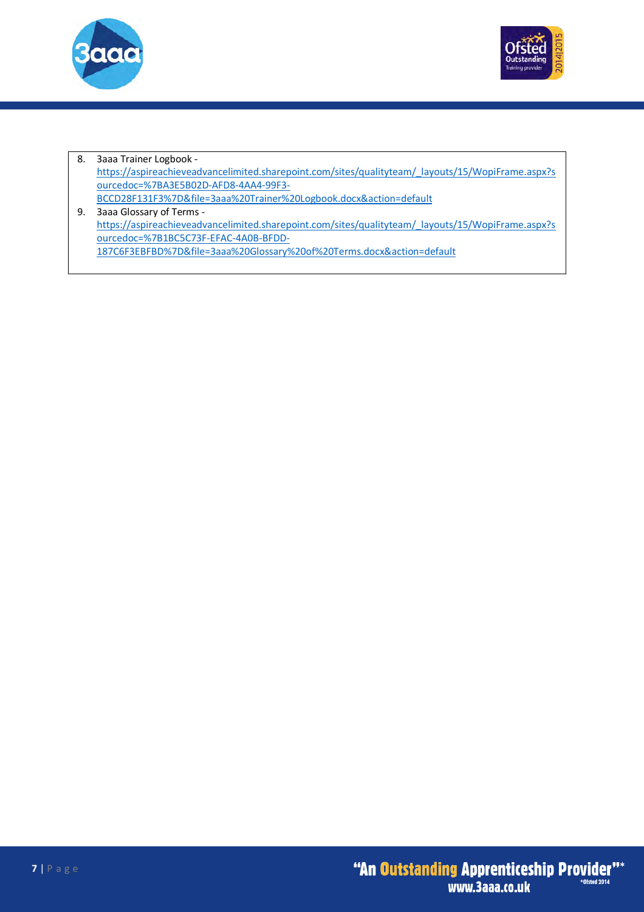8. 3aaa Trainer Logbook - https://aspireachieveadvancelimited.sharepoint.com/sites/qualityteam/_layouts/15/WopiFrame.aspx?sourcedoc=%7BA3E5B02D-AFD8-4AA4-99F3-BCCD28F131F3%7D&file=3aaa%20Trainer%20Logbook.docx&action=default
9. 3aaa Glossary of Terms - https://aspireachieveadvancelimited.sharepoint.com/sites/qualityteam/_layouts/15/WopiFrame.aspx?sourcedoc=%7B1BC5C73F-EFAC-4A0B-BFDD-187C6F3EBFBD%7D&file=3aaa%20Glossary%20of%20Terms.docx&action=default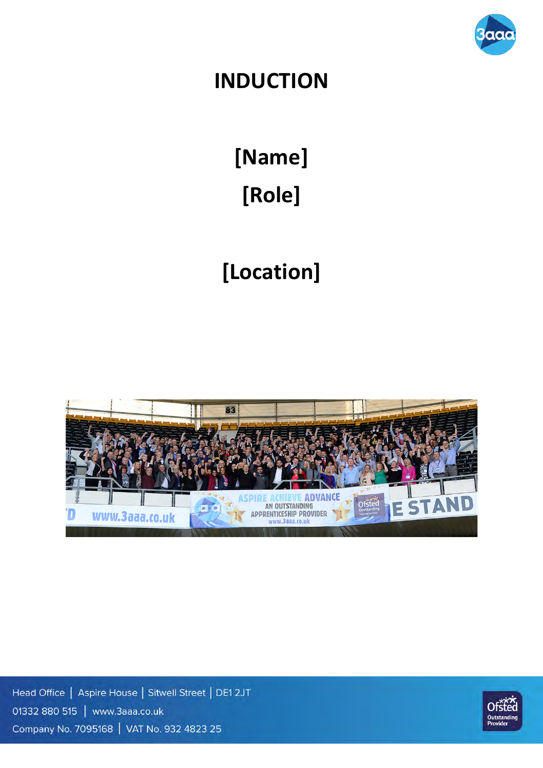# INDUCTION

## [Name]

## [Role]

## [Location]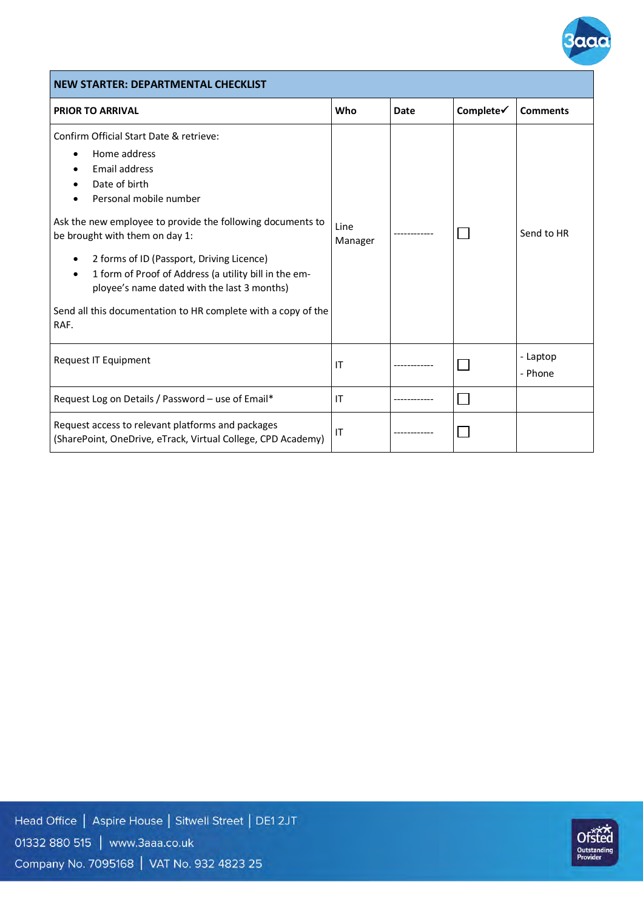| NEW STARTER: DEPARTMENTAL CHECKLIST | | | | |
|---|---|---|---|---|
| **PRIOR TO ARRIVAL** | **Who** | **Date** | **Complete✓** | **Comments** |
| Confirm Official Start Date & retrieve:<br>• Home address<br>• Email address<br>• Date of birth<br>• Personal mobile number<br><br>Ask the new employee to provide the following documents to be brought with them on day 1:<br>• 2 forms of ID (Passport, Driving Licence)<br>• 1 form of Proof of Address (a utility bill in the employee's name dated with the last 3 months)<br><br>Send all this documentation to HR complete with a copy of the RAF. | Line Manager | ------------ | ☐ | Send to HR |
| Request IT Equipment | IT | ------------ | ☐ | - Laptop<br>- Phone |
| Request Log on Details / Password – use of Email* | IT | ------------ | ☐ | |
| Request access to relevant platforms and packages (SharePoint, OneDrive, eTrack, Virtual College, CPD Academy) | IT | ------------ | ☐ | |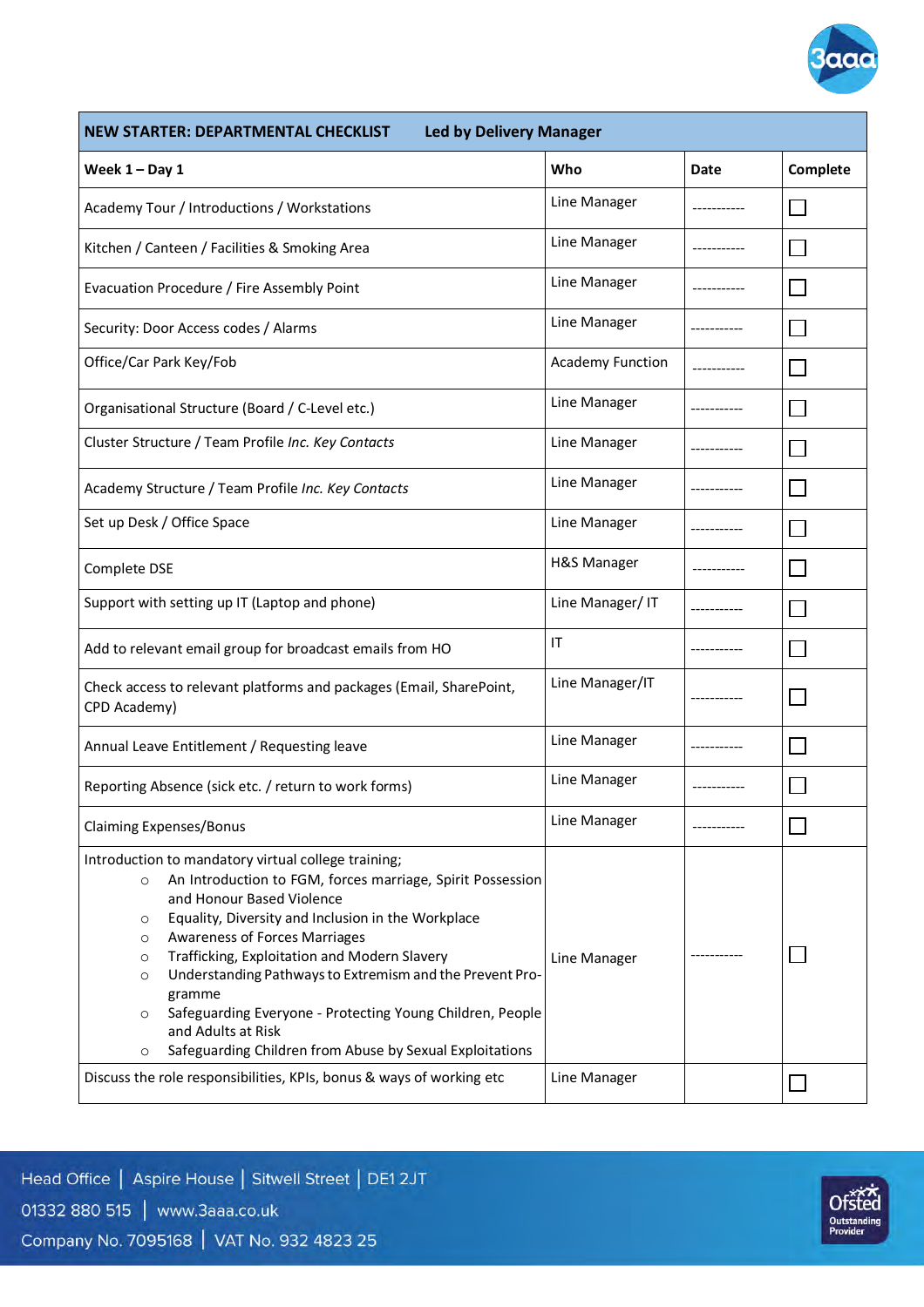| NEW STARTER: DEPARTMENTAL CHECKLIST Led by Delivery Manager | | | |
|---|---|---|---|
| **Week 1 – Day 1** | **Who** | **Date** | **Complete** |
| Academy Tour / Introductions / Workstations | Line Manager | ----------- | ☐ |
| Kitchen / Canteen / Facilities & Smoking Area | Line Manager | ----------- | ☐ |
| Evacuation Procedure / Fire Assembly Point | Line Manager | ----------- | ☐ |
| Security: Door Access codes / Alarms | Line Manager | ----------- | ☐ |
| Office/Car Park Key/Fob | Academy Function | ----------- | ☐ |
| Organisational Structure (Board / C-Level etc.) | Line Manager | ----------- | ☐ |
| Cluster Structure / Team Profile *Inc. Key Contacts* | Line Manager | ----------- | ☐ |
| Academy Structure / Team Profile *Inc. Key Contacts* | Line Manager | ----------- | ☐ |
| Set up Desk / Office Space | Line Manager | ----------- | ☐ |
| Complete DSE | H&S Manager | ----------- | ☐ |
| Support with setting up IT (Laptop and phone) | Line Manager/ IT | ----------- | ☐ |
| Add to relevant email group for broadcast emails from HO | IT | ----------- | ☐ |
| Check access to relevant platforms and packages (Email, SharePoint, CPD Academy) | Line Manager/IT | ----------- | ☐ |
| Annual Leave Entitlement / Requesting leave | Line Manager | ----------- | ☐ |
| Reporting Absence (sick etc. / return to work forms) | Line Manager | ----------- | ☐ |
| Claiming Expenses/Bonus | Line Manager | ----------- | ☐ |
| Introduction to mandatory virtual college training;<br>○ An Introduction to FGM, forces marriage, Spirit Possession and Honour Based Violence<br>○ Equality, Diversity and Inclusion in the Workplace<br>○ Awareness of Forces Marriages<br>○ Trafficking, Exploitation and Modern Slavery<br>○ Understanding Pathways to Extremism and the Prevent Programme<br>○ Safeguarding Everyone - Protecting Young Children, People and Adults at Risk<br>○ Safeguarding Children from Abuse by Sexual Exploitations | Line Manager | ----------- | ☐ |
| Discuss the role responsibilities, KPIs, bonus & ways of working etc | Line Manager | | ☐ |

Head Office | Aspire House | Sitwell Street | DE1 2JT
01332 880 515 | www.3aaa.co.uk
Company No. 7095168 | VAT No. 932 4823 25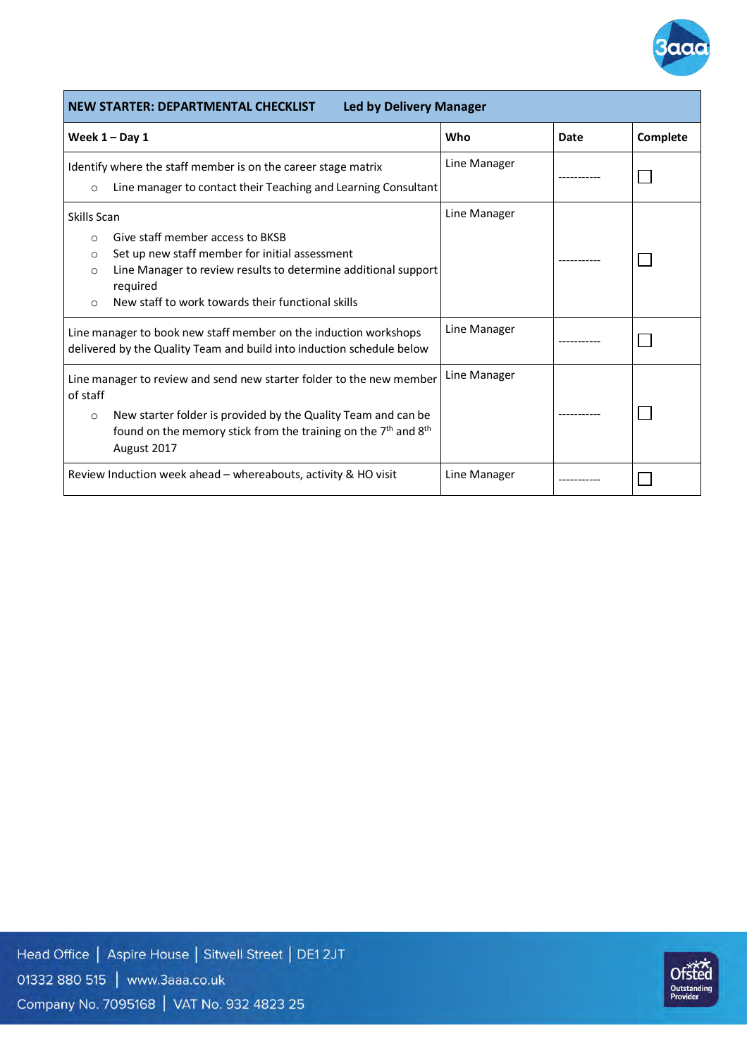| NEW STARTER: DEPARTMENTAL CHECKLIST **Led by Delivery Manager** | | | |
|---|---|---|---|
| **Week 1 – Day 1** | **Who** | **Date** | **Complete** |
| Identify where the staff member is on the career stage matrix<br>○ Line manager to contact their Teaching and Learning Consultant | Line Manager | ----------- | ☐ |
| Skills Scan<br>○ Give staff member access to BKSB<br>○ Set up new staff member for initial assessment<br>○ Line Manager to review results to determine additional support required<br>○ New staff to work towards their functional skills | Line Manager | ----------- | ☐ |
| Line manager to book new staff member on the induction workshops delivered by the Quality Team and build into induction schedule below | Line Manager | ----------- | ☐ |
| Line manager to review and send new starter folder to the new member of staff<br>○ New starter folder is provided by the Quality Team and can be found on the memory stick from the training on the 7th and 8th August 2017 | Line Manager | ----------- | ☐ |
| Review Induction week ahead – whereabouts, activity & HO visit | Line Manager | ----------- | ☐ |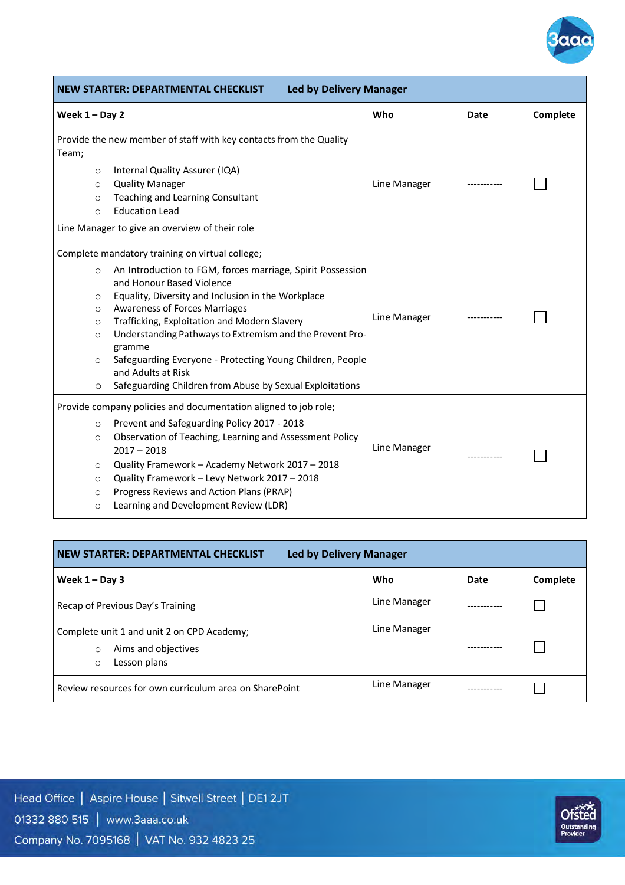| NEW STARTER: DEPARTMENTAL CHECKLIST Led by Delivery Manager | | | |
|---|---|---|---|
| **Week 1 – Day 2** | **Who** | **Date** | **Complete** |
| Provide the new member of staff with key contacts from the Quality Team;<br>○ Internal Quality Assurer (IQA)<br>○ Quality Manager<br>○ Teaching and Learning Consultant<br>○ Education Lead<br>Line Manager to give an overview of their role | Line Manager | ----------- | ☐ |
| Complete mandatory training on virtual college;<br>○ An Introduction to FGM, forces marriage, Spirit Possession and Honour Based Violence<br>○ Equality, Diversity and Inclusion in the Workplace<br>○ Awareness of Forces Marriages<br>○ Trafficking, Exploitation and Modern Slavery<br>○ Understanding Pathways to Extremism and the Prevent Programme<br>○ Safeguarding Everyone - Protecting Young Children, People and Adults at Risk<br>○ Safeguarding Children from Abuse by Sexual Exploitations | Line Manager | ----------- | ☐ |
| Provide company policies and documentation aligned to job role;<br>○ Prevent and Safeguarding Policy 2017 - 2018<br>○ Observation of Teaching, Learning and Assessment Policy 2017 – 2018<br>○ Quality Framework – Academy Network 2017 – 2018<br>○ Quality Framework – Levy Network 2017 – 2018<br>○ Progress Reviews and Action Plans (PRAP)<br>○ Learning and Development Review (LDR) | Line Manager | ----------- | ☐ |

| NEW STARTER: DEPARTMENTAL CHECKLIST Led by Delivery Manager | | | |
|---|---|---|---|
| **Week 1 – Day 3** | **Who** | **Date** | **Complete** |
| Recap of Previous Day's Training | Line Manager | ----------- | ☐ |
| Complete unit 1 and unit 2 on CPD Academy;<br>○ Aims and objectives<br>○ Lesson plans | Line Manager | ----------- | ☐ |
| Review resources for own curriculum area on SharePoint | Line Manager | ----------- | ☐ |

Head Office | Aspire House | Sitwell Street | DE1 2JT
01332 880 515 | www.3aaa.co.uk
Company No. 7095168 | VAT No. 932 4823 25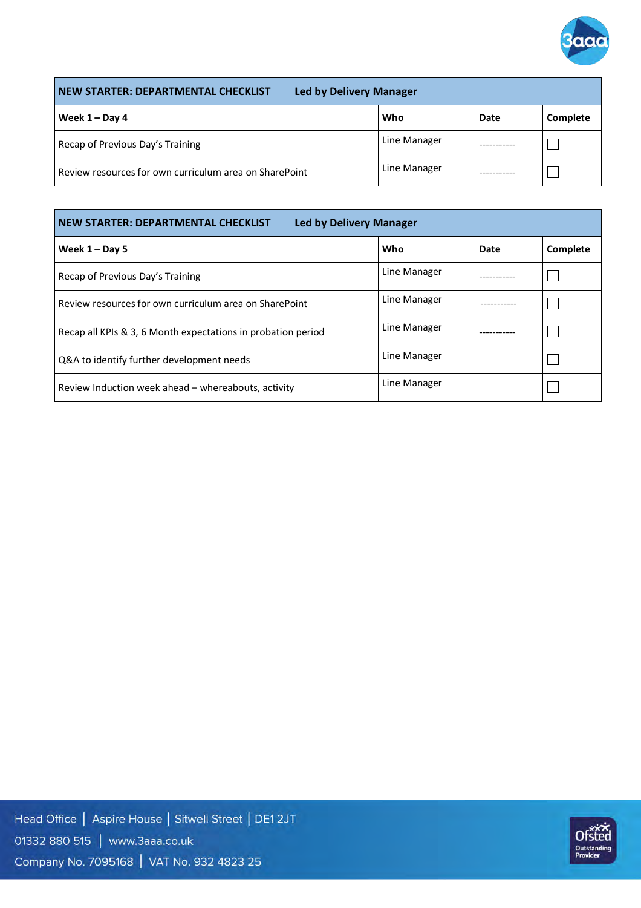| NEW STARTER: DEPARTMENTAL CHECKLIST Led by Delivery Manager | | | |
|---|---|---|---|
| **Week 1 – Day 4** | **Who** | **Date** | **Complete** |
| Recap of Previous Day's Training | Line Manager | ----------- | ☐ |
| Review resources for own curriculum area on SharePoint | Line Manager | ----------- | ☐ |

| NEW STARTER: DEPARTMENTAL CHECKLIST Led by Delivery Manager | | | |
|---|---|---|---|
| **Week 1 – Day 5** | **Who** | **Date** | **Complete** |
| Recap of Previous Day's Training | Line Manager | ----------- | ☐ |
| Review resources for own curriculum area on SharePoint | Line Manager | ----------- | ☐ |
| Recap all KPIs & 3, 6 Month expectations in probation period | Line Manager | ----------- | ☐ |
| Q&A to identify further development needs | Line Manager | | ☐ |
| Review Induction week ahead – whereabouts, activity | Line Manager | | ☐ |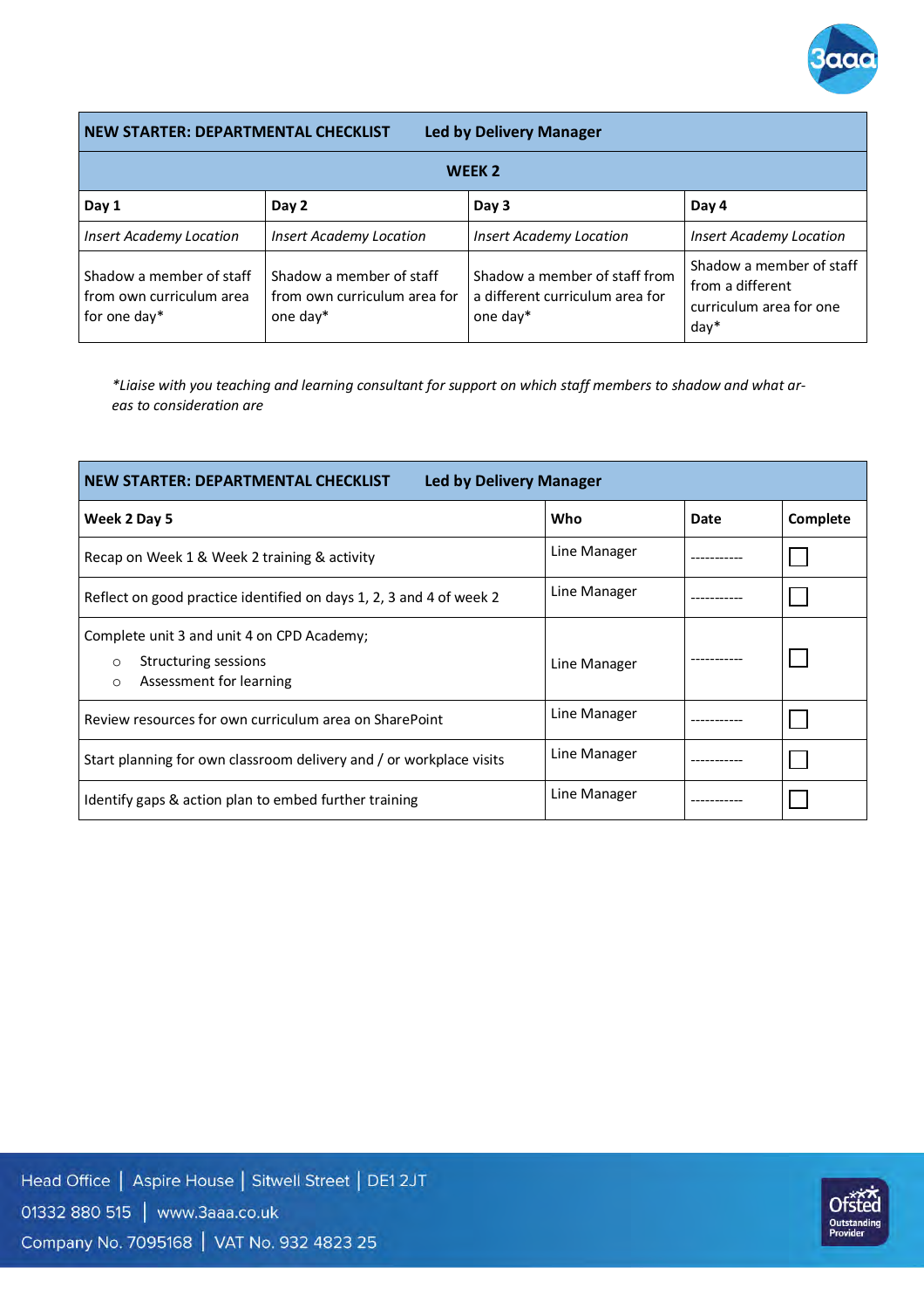| NEW STARTER: DEPARTMENTAL CHECKLIST Led by Delivery Manager | | | |
|---|---|---|---|
| **WEEK 2** | | | |
| **Day 1** | **Day 2** | **Day 3** | **Day 4** |
| *Insert Academy Location* | *Insert Academy Location* | *Insert Academy Location* | *Insert Academy Location* |
| Shadow a member of staff from own curriculum area for one day* | Shadow a member of staff from own curriculum area for one day* | Shadow a member of staff from a different curriculum area for one day* | Shadow a member of staff from a different curriculum area for one day* |

*\*Liaise with you teaching and learning consultant for support on which staff members to shadow and what areas to consideration are*

| NEW STARTER: DEPARTMENTAL CHECKLIST Led by Delivery Manager | | | |
|---|---|---|---|
| **Week 2 Day 5** | **Who** | **Date** | **Complete** |
| Recap on Week 1 & Week 2 training & activity | Line Manager | ----------- | ☐ |
| Reflect on good practice identified on days 1, 2, 3 and 4 of week 2 | Line Manager | ----------- | ☐ |
| Complete unit 3 and unit 4 on CPD Academy;<br>◦ Structuring sessions<br>◦ Assessment for learning | Line Manager | ----------- | ☐ |
| Review resources for own curriculum area on SharePoint | Line Manager | ----------- | ☐ |
| Start planning for own classroom delivery and / or workplace visits | Line Manager | ----------- | ☐ |
| Identify gaps & action plan to embed further training | Line Manager | ----------- | ☐ |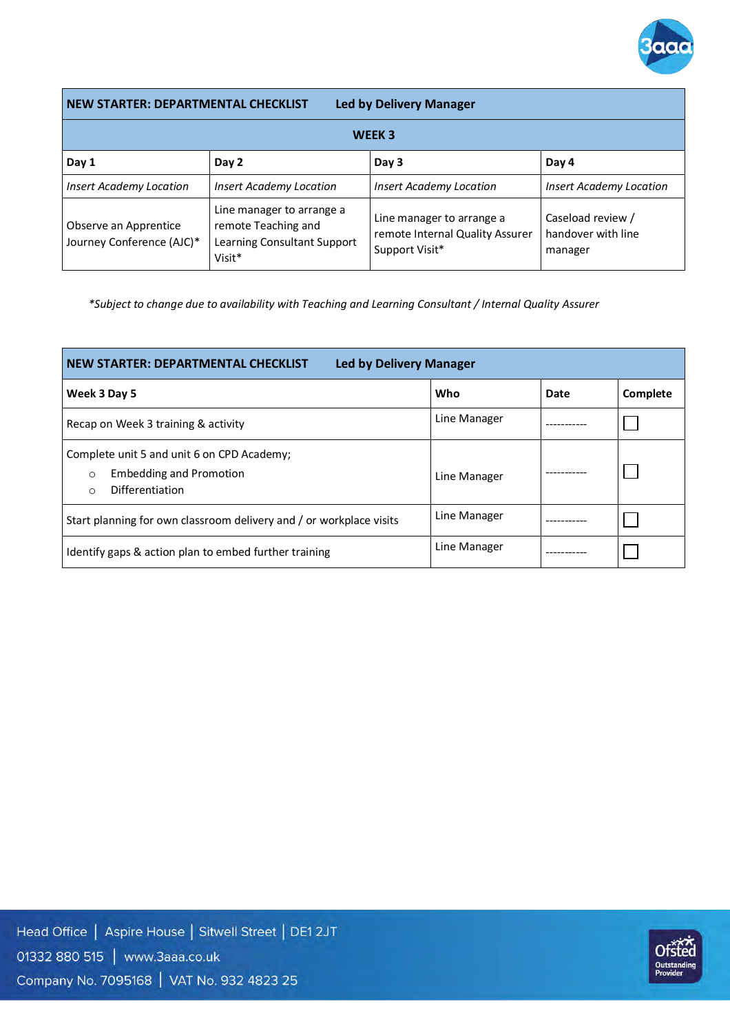| NEW STARTER: DEPARTMENTAL CHECKLIST **Led by Delivery Manager** | | | |
|---|---|---|---|
| **WEEK 3** | | | |
| **Day 1** | **Day 2** | **Day 3** | **Day 4** |
| *Insert Academy Location* | *Insert Academy Location* | *Insert Academy Location* | *Insert Academy Location* |
| Observe an Apprentice Journey Conference (AJC)* | Line manager to arrange a remote Teaching and Learning Consultant Support Visit* | Line manager to arrange a remote Internal Quality Assurer Support Visit* | Caseload review / handover with line manager |

*\*Subject to change due to availability with Teaching and Learning Consultant / Internal Quality Assurer*

| NEW STARTER: DEPARTMENTAL CHECKLIST **Led by Delivery Manager** | | | |
|---|---|---|---|
| **Week 3 Day 5** | **Who** | **Date** | **Complete** |
| Recap on Week 3 training & activity | Line Manager | ----------- | ☐ |
| Complete unit 5 and unit 6 on CPD Academy;<br>○ Embedding and Promotion<br>○ Differentiation | Line Manager | ----------- | ☐ |
| Start planning for own classroom delivery and / or workplace visits | Line Manager | ----------- | ☐ |
| Identify gaps & action plan to embed further training | Line Manager | ----------- | ☐ |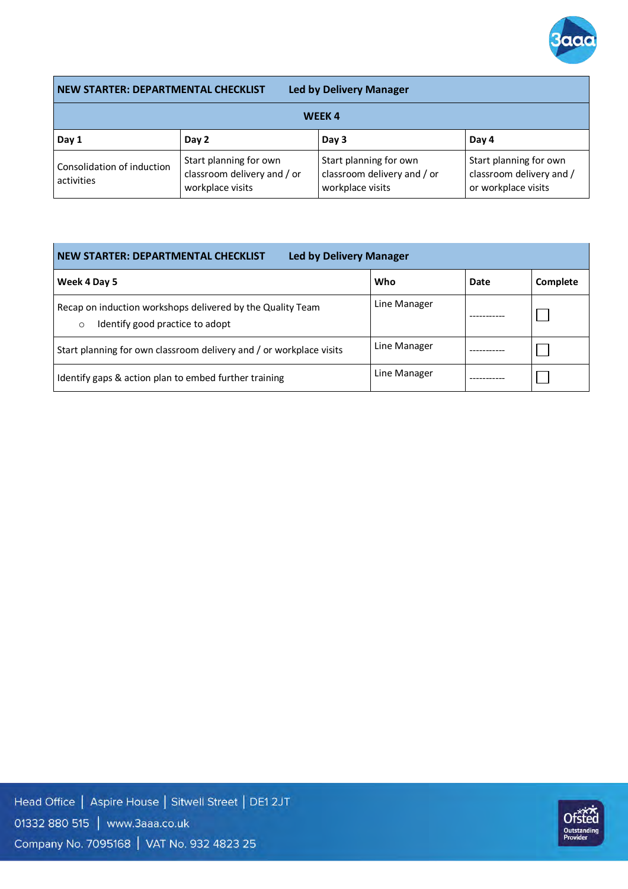| NEW STARTER: DEPARTMENTAL CHECKLIST Led by Delivery Manager | | | |
|---|---|---|---|
| **WEEK 4** | | | |
| **Day 1** | **Day 2** | **Day 3** | **Day 4** |
| Consolidation of induction activities | Start planning for own classroom delivery and / or workplace visits | Start planning for own classroom delivery and / or workplace visits | Start planning for own classroom delivery and / or workplace visits |

| NEW STARTER: DEPARTMENTAL CHECKLIST Led by Delivery Manager | | | |
|---|---|---|---|
| **Week 4 Day 5** | **Who** | **Date** | **Complete** |
| Recap on induction workshops delivered by the Quality Team<br>○ Identify good practice to adopt | Line Manager | ----------- | ☐ |
| Start planning for own classroom delivery and / or workplace visits | Line Manager | ----------- | ☐ |
| Identify gaps & action plan to embed further training | Line Manager | ----------- | ☐ |